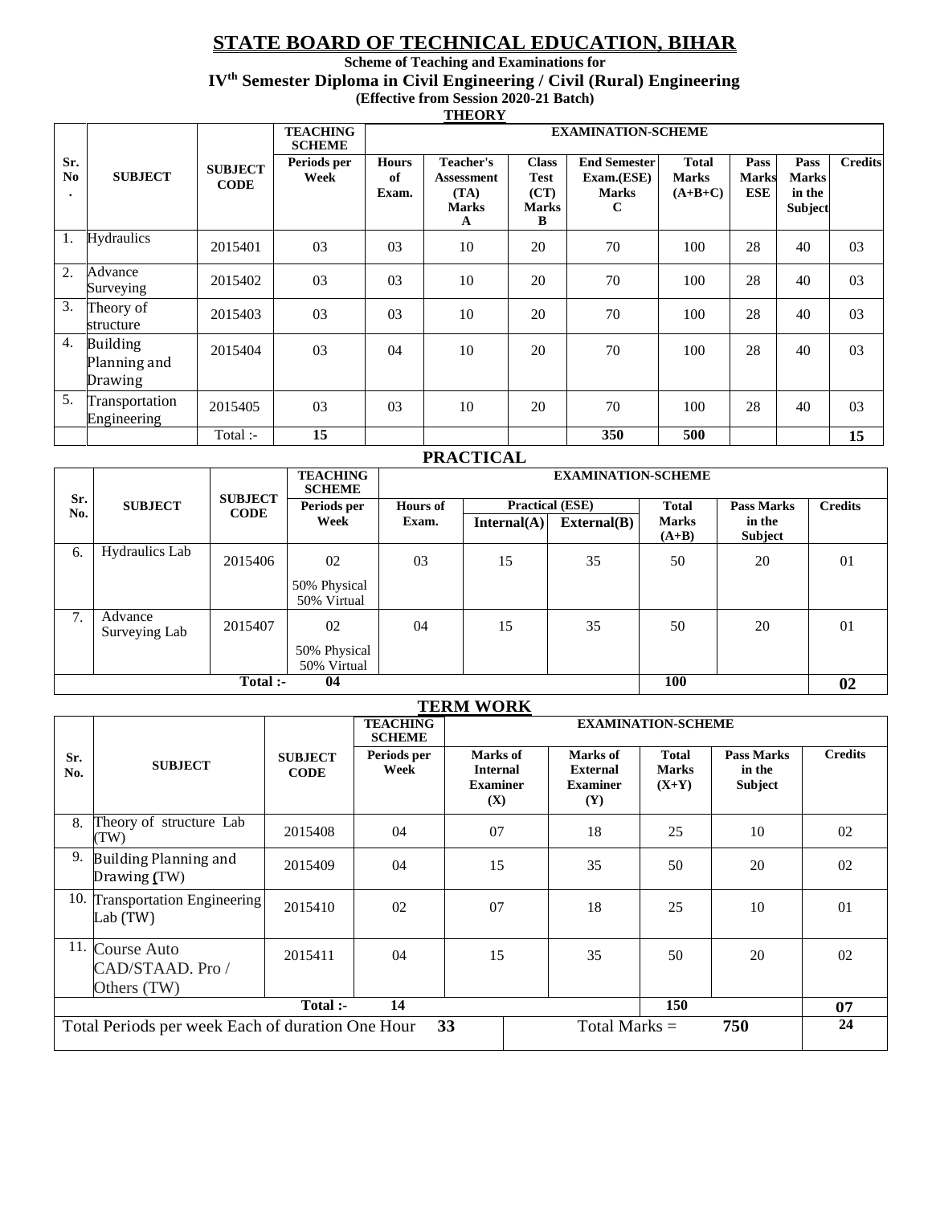# STATE BOARD OF TECHNICAL EDUCATION, BIHAR

**Scheme of Teaching and Examinations for**

**IV$^{th}$ Semester Diploma in Civil Engineering / Civil (Rural) Engineering**

**(Effective from Session 2020-21 Batch)**

## THEORY

| Sr. No. | SUBJECT | SUBJECT CODE | TEACHING SCHEME | EXAMINATION-SCHEME | | | | | | | |
|---|---|---|---|---|---|---|---|---|---|---|---|
| | | | Periods per Week | Hours of Exam. | Teacher's Assessment (TA) Marks A | Class Test (CT) Marks B | End Semester Exam.(ESE) Marks C | Total Marks (A+B+C) | Pass Marks ESE | Pass Marks in the Subject | Credits |
| 1. | Hydraulics | 2015401 | 03 | 03 | 10 | 20 | 70 | 100 | 28 | 40 | 03 |
| 2. | Advance Surveying | 2015402 | 03 | 03 | 10 | 20 | 70 | 100 | 28 | 40 | 03 |
| 3. | Theory of structure | 2015403 | 03 | 03 | 10 | 20 | 70 | 100 | 28 | 40 | 03 |
| 4. | Building Planning and Drawing | 2015404 | 03 | 04 | 10 | 20 | 70 | 100 | 28 | 40 | 03 |
| 5. | Transportation Engineering | 2015405 | 03 | 03 | 10 | 20 | 70 | 100 | 28 | 40 | 03 |
| | | Total :- | 15 | | | | 350 | 500 | | | 15 |

## PRACTICAL

| Sr. No. | SUBJECT | SUBJECT CODE | TEACHING SCHEME | EXAMINATION-SCHEME | | | | | |
|---|---|---|---|---|---|---|---|---|---|
| | | | Periods per Week | Hours of Exam. | Practical (ESE) Internal(A) | Practical (ESE) External(B) | Total Marks (A+B) | Pass Marks in the Subject | Credits |
| 6. | Hydraulics Lab | 2015406 | 02<br>50% Physical<br>50% Virtual | 03 | 15 | 35 | 50 | 20 | 01 |
| 7. | Advance Surveying Lab | 2015407 | 02<br>50% Physical<br>50% Virtual | 04 | 15 | 35 | 50 | 20 | 01 |
| | | Total :- | 04 | | | | 100 | | 02 |

## TERM WORK

| Sr. No. | SUBJECT | SUBJECT CODE | TEACHING SCHEME | EXAMINATION-SCHEME | | | | |
|---|---|---|---|---|---|---|---|---|
| | | | Periods per Week | Marks of Internal Examiner (X) | Marks of External Examiner (Y) | Total Marks (X+Y) | Pass Marks in the Subject | Credits |
| 8. | Theory of structure Lab (TW) | 2015408 | 04 | 07 | 18 | 25 | 10 | 02 |
| 9. | Building Planning and Drawing (TW) | 2015409 | 04 | 15 | 35 | 50 | 20 | 02 |
| 10. | Transportation Engineering Lab (TW) | 2015410 | 02 | 07 | 18 | 25 | 10 | 01 |
| 11. | Course Auto CAD/STAAD. Pro / Others (TW) | 2015411 | 04 | 15 | 35 | 50 | 20 | 02 |
| | | Total :- | 14 | | | 150 | | 07 |
| Total Periods per week Each of duration One Hour | | | 33 | Total Marks = | | 750 | | 24 |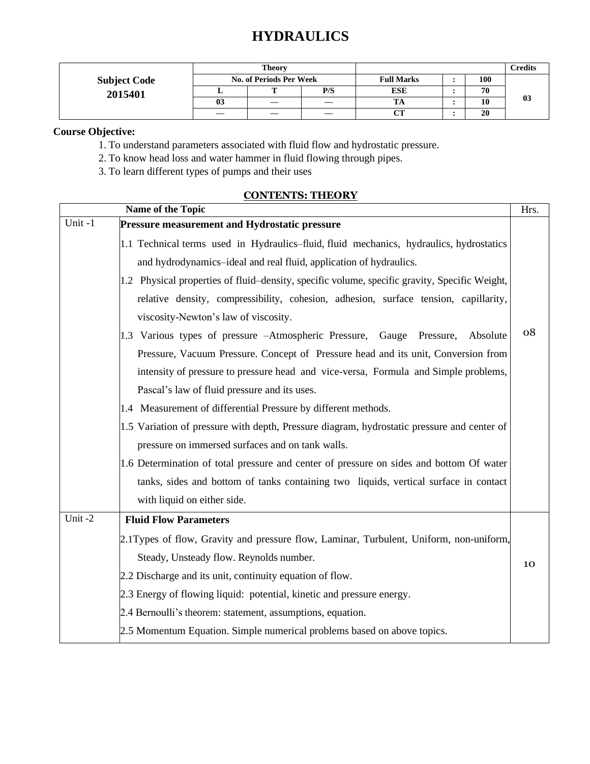# HYDRAULICS

| Subject Code 2015401 | Theory | | | | | | Credits |
|---|---|---|---|---|---|---|---|
| | No. of Periods Per Week | | | Full Marks | : | 100 | 03 |
| | L | T | P/S | ESE | : | 70 | |
| | 03 | — | — | TA | : | 10 | |
| | — | — | — | CT | : | 20 | |

**Course Objective:**

1. To understand parameters associated with fluid flow and hydrostatic pressure.
2. To know head loss and water hammer in fluid flowing through pipes.
3. To learn different types of pumps and their uses

## CONTENTS: THEORY

| | Name of the Topic | Hrs. |
|---|---|---|
| Unit -1 | **Pressure measurement and Hydrostatic pressure**<br>1.1 Technical terms used in Hydraulics–fluid, fluid mechanics, hydraulics, hydrostatics and hydrodynamics–ideal and real fluid, application of hydraulics.<br>1.2 Physical properties of fluid–density, specific volume, specific gravity, Specific Weight, relative density, compressibility, cohesion, adhesion, surface tension, capillarity, viscosity-Newton's law of viscosity.<br>1.3 Various types of pressure –Atmospheric Pressure, Gauge Pressure, Absolute Pressure, Vacuum Pressure. Concept of Pressure head and its unit, Conversion from intensity of pressure to pressure head and vice-versa, Formula and Simple problems, Pascal's law of fluid pressure and its uses.<br>1.4 Measurement of differential Pressure by different methods.<br>1.5 Variation of pressure with depth, Pressure diagram, hydrostatic pressure and center of pressure on immersed surfaces and on tank walls.<br>1.6 Determination of total pressure and center of pressure on sides and bottom Of water tanks, sides and bottom of tanks containing two liquids, vertical surface in contact with liquid on either side. | 08 |
| Unit -2 | **Fluid Flow Parameters**<br>2.1Types of flow, Gravity and pressure flow, Laminar, Turbulent, Uniform, non-uniform, Steady, Unsteady flow. Reynolds number.<br>2.2 Discharge and its unit, continuity equation of flow.<br>2.3 Energy of flowing liquid: potential, kinetic and pressure energy.<br>2.4 Bernoulli's theorem: statement, assumptions, equation.<br>2.5 Momentum Equation. Simple numerical problems based on above topics. | 10 |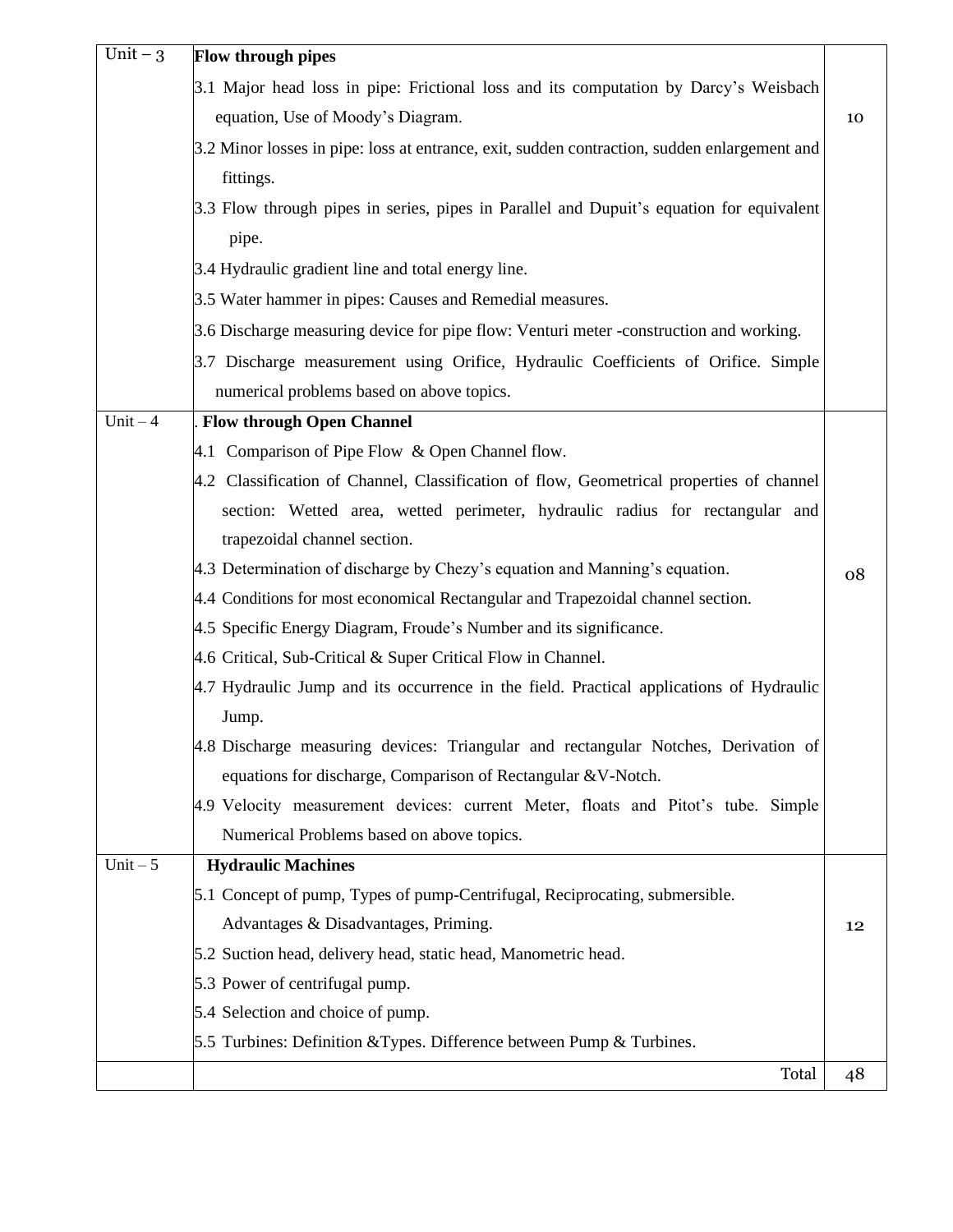| | | |
|---|---|---|
| Unit – 3 | **Flow through pipes**<br>3.1 Major head loss in pipe: Frictional loss and its computation by Darcy's Weisbach equation, Use of Moody's Diagram.<br>3.2 Minor losses in pipe: loss at entrance, exit, sudden contraction, sudden enlargement and fittings.<br>3.3 Flow through pipes in series, pipes in Parallel and Dupuit's equation for equivalent pipe.<br>3.4 Hydraulic gradient line and total energy line.<br>3.5 Water hammer in pipes: Causes and Remedial measures.<br>3.6 Discharge measuring device for pipe flow: Venturi meter -construction and working.<br>3.7 Discharge measurement using Orifice, Hydraulic Coefficients of Orifice. Simple numerical problems based on above topics. | 10 |
| Unit – 4 | . **Flow through Open Channel**<br>4.1 Comparison of Pipe Flow & Open Channel flow.<br>4.2 Classification of Channel, Classification of flow, Geometrical properties of channel section: Wetted area, wetted perimeter, hydraulic radius for rectangular and trapezoidal channel section.<br>4.3 Determination of discharge by Chezy's equation and Manning's equation.<br>4.4 Conditions for most economical Rectangular and Trapezoidal channel section.<br>4.5 Specific Energy Diagram, Froude's Number and its significance.<br>4.6 Critical, Sub-Critical & Super Critical Flow in Channel.<br>4.7 Hydraulic Jump and its occurrence in the field. Practical applications of Hydraulic Jump.<br>4.8 Discharge measuring devices: Triangular and rectangular Notches, Derivation of equations for discharge, Comparison of Rectangular &V-Notch.<br>4.9 Velocity measurement devices: current Meter, floats and Pitot's tube. Simple Numerical Problems based on above topics. | 08 |
| Unit – 5 | **Hydraulic Machines**<br>5.1 Concept of pump, Types of pump-Centrifugal, Reciprocating, submersible. Advantages & Disadvantages, Priming.<br>5.2 Suction head, delivery head, static head, Manometric head.<br>5.3 Power of centrifugal pump.<br>5.4 Selection and choice of pump.<br>5.5 Turbines: Definition &Types. Difference between Pump & Turbines. | 12 |
| | Total | 48 |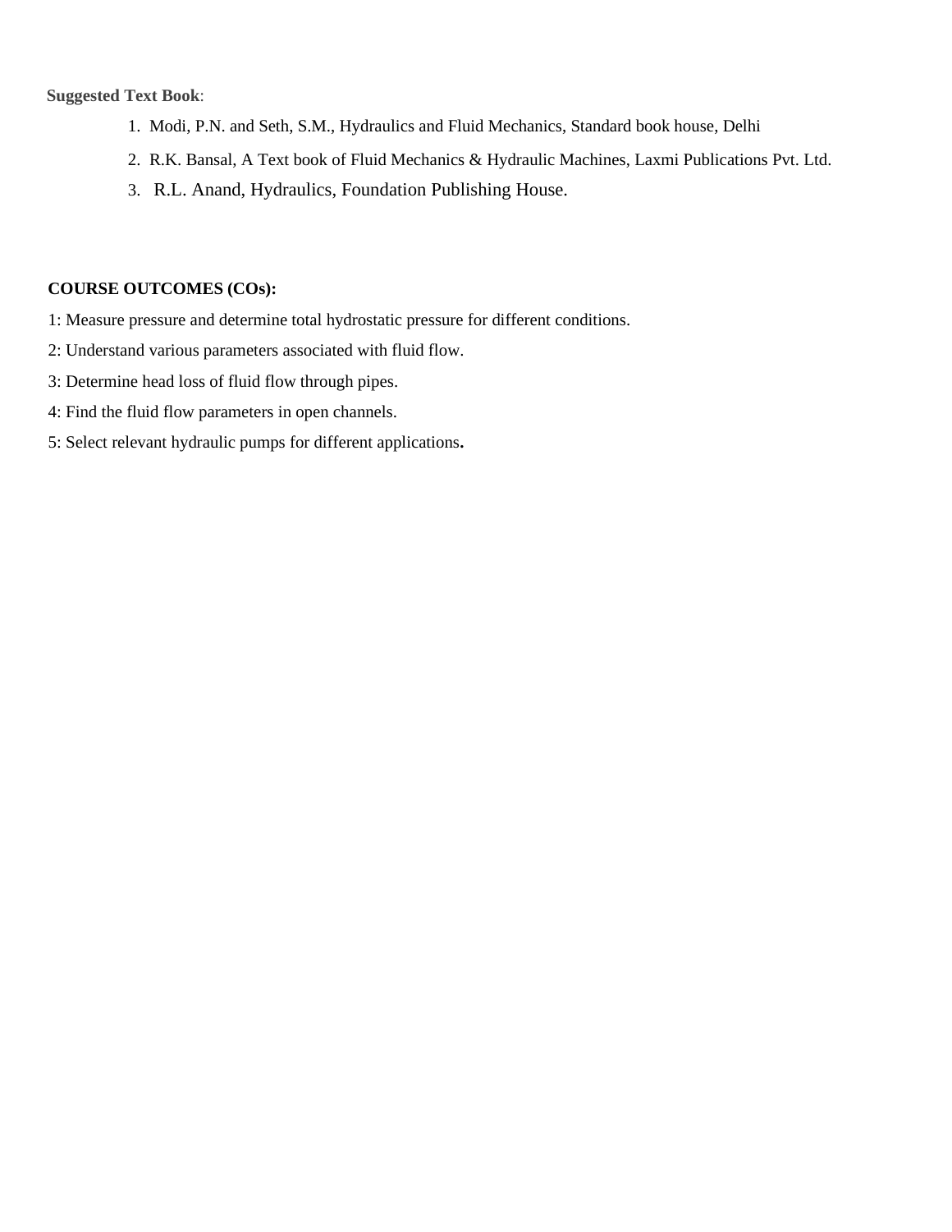**Suggested Text Book**:

1. Modi, P.N. and Seth, S.M., Hydraulics and Fluid Mechanics, Standard book house, Delhi
2. R.K. Bansal, A Text book of Fluid Mechanics & Hydraulic Machines, Laxmi Publications Pvt. Ltd.
3. R.L. Anand, Hydraulics, Foundation Publishing House.

**COURSE OUTCOMES (COs):**

1: Measure pressure and determine total hydrostatic pressure for different conditions.

2: Understand various parameters associated with fluid flow.

3: Determine head loss of fluid flow through pipes.

4: Find the fluid flow parameters in open channels.

5: Select relevant hydraulic pumps for different applications.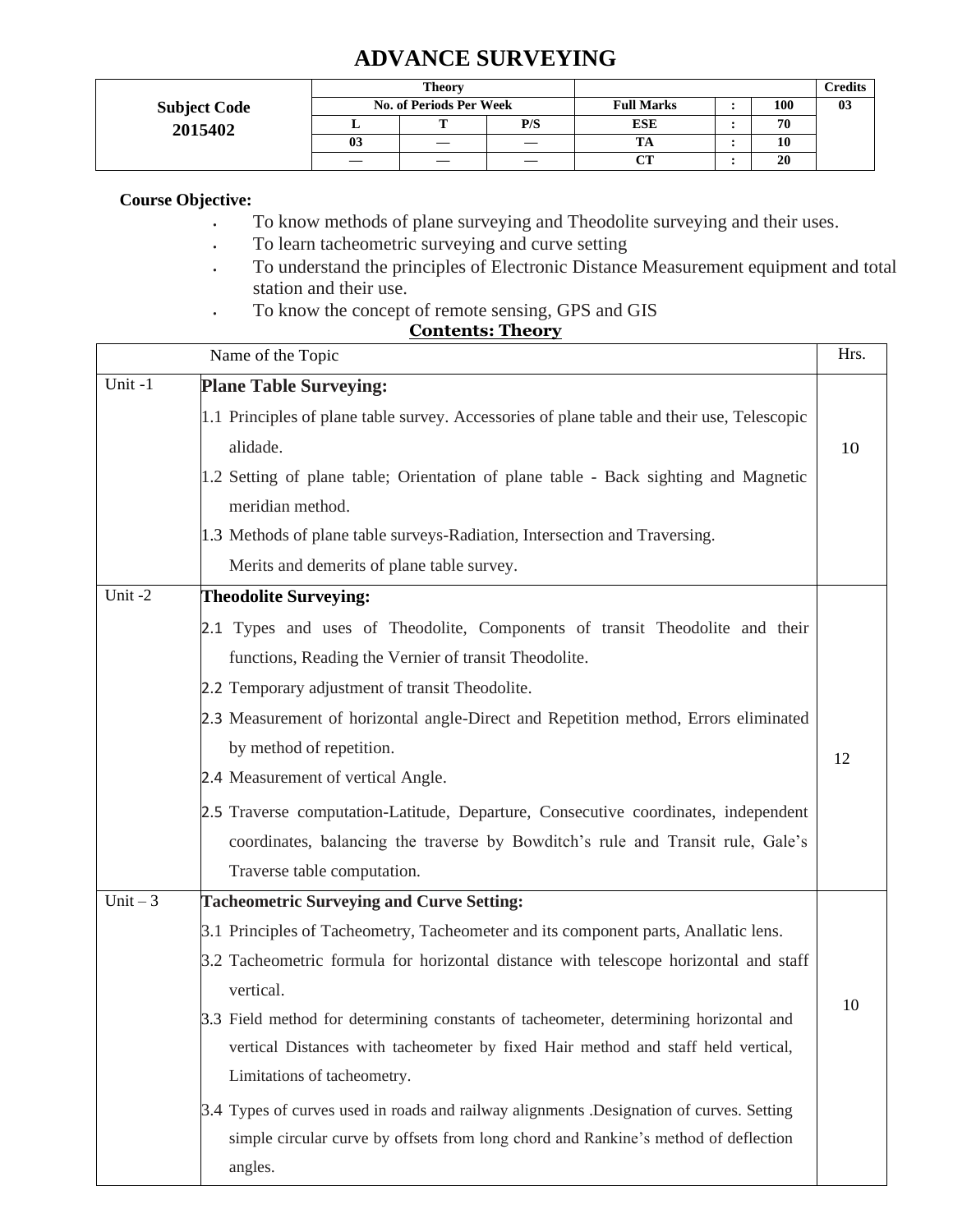# ADVANCE SURVEYING

| Subject Code 2015402 | Theory | | | | | | Credits |
|---|---|---|---|---|---|---|---|
| | No. of Periods Per Week | | | Full Marks | : | 100 | 03 |
| | L | T | P/S | ESE | : | 70 | |
| | 03 | — | — | TA | : | 10 | |
| | — | — | — | CT | : | 20 | |

**Course Objective:**

- To know methods of plane surveying and Theodolite surveying and their uses.
- To learn tacheometric surveying and curve setting
- To understand the principles of Electronic Distance Measurement equipment and total station and their use.
- To know the concept of remote sensing, GPS and GIS

**Contents: Theory**

| | Name of the Topic | Hrs. |
|---|---|---|
| Unit -1 | **Plane Table Surveying:**<br>1.1 Principles of plane table survey. Accessories of plane table and their use, Telescopic alidade.<br>1.2 Setting of plane table; Orientation of plane table - Back sighting and Magnetic meridian method.<br>1.3 Methods of plane table surveys-Radiation, Intersection and Traversing.<br>Merits and demerits of plane table survey. | 10 |
| Unit -2 | **Theodolite Surveying:**<br>2.1 Types and uses of Theodolite, Components of transit Theodolite and their functions, Reading the Vernier of transit Theodolite.<br>2.2 Temporary adjustment of transit Theodolite.<br>2.3 Measurement of horizontal angle-Direct and Repetition method, Errors eliminated by method of repetition.<br>2.4 Measurement of vertical Angle.<br>2.5 Traverse computation-Latitude, Departure, Consecutive coordinates, independent coordinates, balancing the traverse by Bowditch's rule and Transit rule, Gale's Traverse table computation. | 12 |
| Unit – 3 | **Tacheometric Surveying and Curve Setting:**<br>3.1 Principles of Tacheometry, Tacheometer and its component parts, Anallatic lens.<br>3.2 Tacheometric formula for horizontal distance with telescope horizontal and staff vertical.<br>3.3 Field method for determining constants of tacheometer, determining horizontal and vertical Distances with tacheometer by fixed Hair method and staff held vertical, Limitations of tacheometry.<br>3.4 Types of curves used in roads and railway alignments .Designation of curves. Setting simple circular curve by offsets from long chord and Rankine's method of deflection angles. | 10 |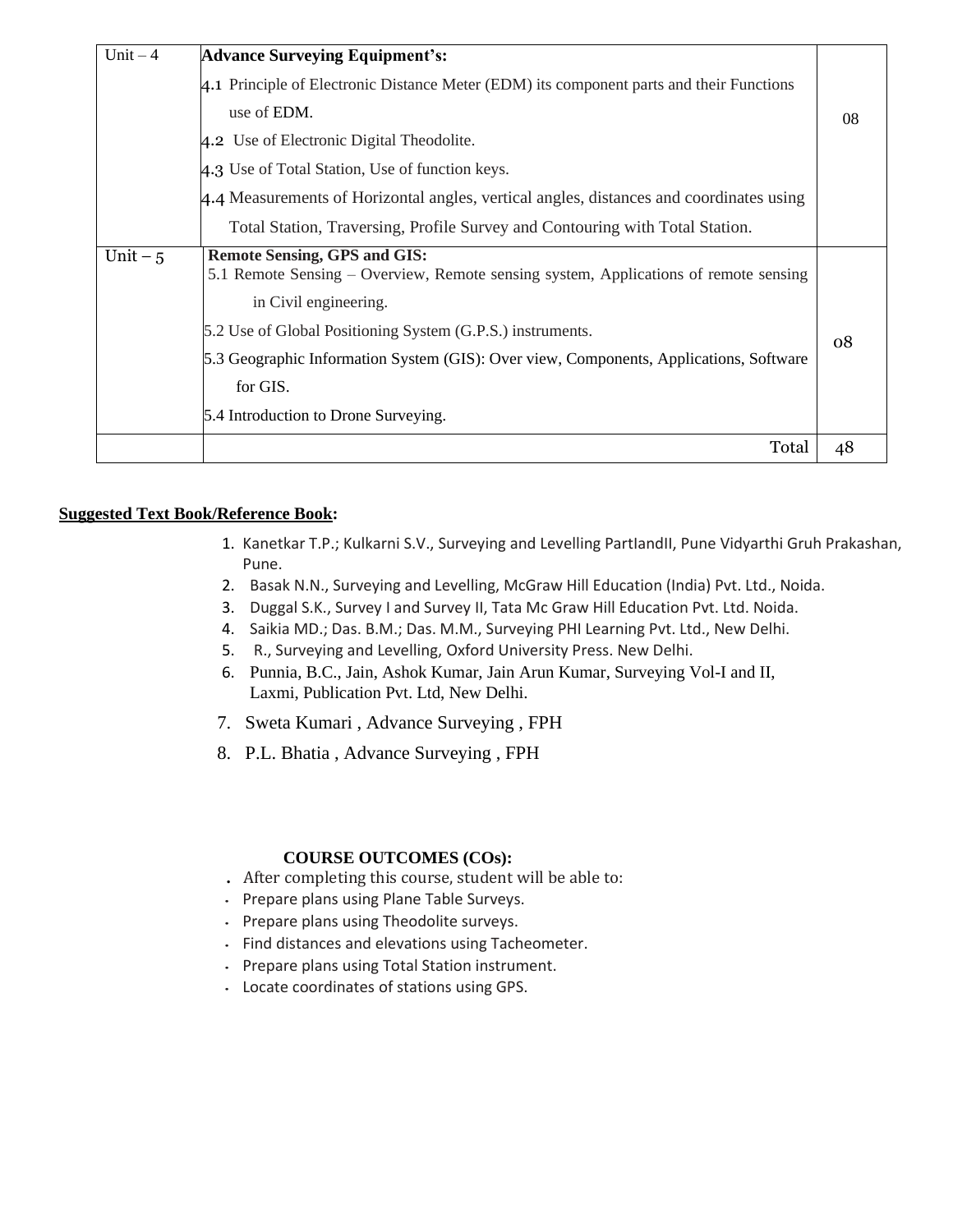| Unit – 4 | **Advance Surveying Equipment's:**<br>4.1 Principle of Electronic Distance Meter (EDM) its component parts and their Functions use of EDM.<br>4.2 Use of Electronic Digital Theodolite.<br>4.3 Use of Total Station, Use of function keys.<br>4.4 Measurements of Horizontal angles, vertical angles, distances and coordinates using Total Station, Traversing, Profile Survey and Contouring with Total Station. | 08 |
|---|---|---|
| Unit – 5 | **Remote Sensing, GPS and GIS:**<br>5.1 Remote Sensing – Overview, Remote sensing system, Applications of remote sensing in Civil engineering.<br>5.2 Use of Global Positioning System (G.P.S.) instruments.<br>5.3 Geographic Information System (GIS): Over view, Components, Applications, Software for GIS.<br>5.4 Introduction to Drone Surveying. | 08 |
| | Total | 48 |

**Suggested Text Book/Reference Book:**

1. Kanetkar T.P.; Kulkarni S.V., Surveying and Levelling PartIandII, Pune Vidyarthi Gruh Prakashan, Pune.
2. Basak N.N., Surveying and Levelling, McGraw Hill Education (India) Pvt. Ltd., Noida.
3. Duggal S.K., Survey I and Survey II, Tata Mc Graw Hill Education Pvt. Ltd. Noida.
4. Saikia MD.; Das. B.M.; Das. M.M., Surveying PHI Learning Pvt. Ltd., New Delhi.
5. R., Surveying and Levelling, Oxford University Press. New Delhi.
6. Punnia, B.C., Jain, Ashok Kumar, Jain Arun Kumar, Surveying Vol-I and II, Laxmi, Publication Pvt. Ltd, New Delhi.
7. Sweta Kumari , Advance Surveying , FPH
8. P.L. Bhatia , Advance Surveying , FPH

**COURSE OUTCOMES (COs):**

- After completing this course, student will be able to:
- Prepare plans using Plane Table Surveys.
- Prepare plans using Theodolite surveys.
- Find distances and elevations using Tacheometer.
- Prepare plans using Total Station instrument.
- Locate coordinates of stations using GPS.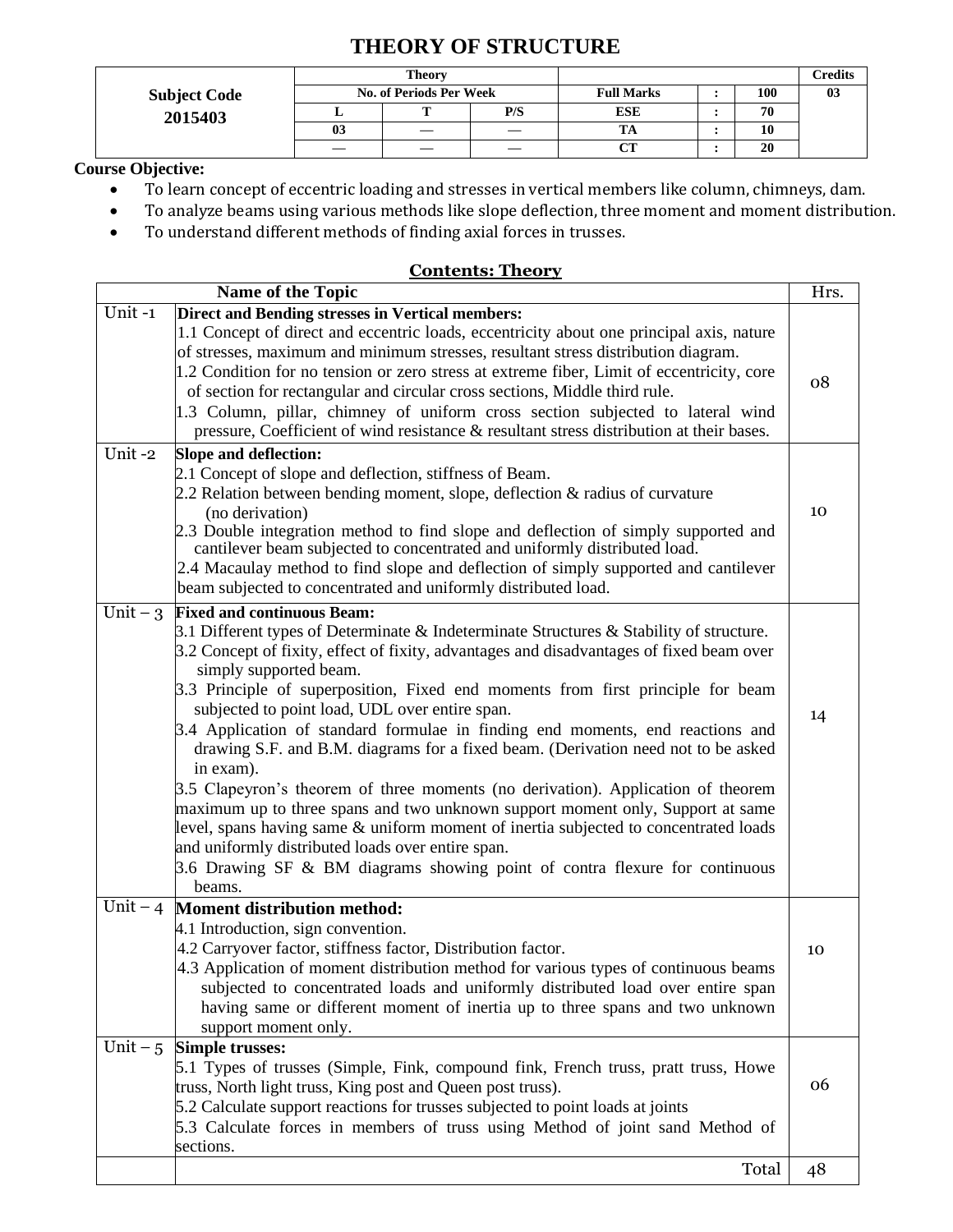# THEORY OF STRUCTURE

| Subject Code | Theory | | | | | | Credits |
|---|---|---|---|---|---|---|---|
| | No. of Periods Per Week | | | Full Marks | : | 100 | 03 |
| 2015403 | L | T | P/S | ESE | : | 70 | |
| | 03 | — | — | TA | : | 10 | |
| | — | — | — | CT | : | 20 | |

**Course Objective:**

- To learn concept of eccentric loading and stresses in vertical members like column, chimneys, dam.
- To analyze beams using various methods like slope deflection, three moment and moment distribution.
- To understand different methods of finding axial forces in trusses.

## Contents: Theory

| | Name of the Topic | Hrs. |
|---|---|---|
| Unit -1 | **Direct and Bending stresses in Vertical members:**<br>1.1 Concept of direct and eccentric loads, eccentricity about one principal axis, nature of stresses, maximum and minimum stresses, resultant stress distribution diagram.<br>1.2 Condition for no tension or zero stress at extreme fiber, Limit of eccentricity, core of section for rectangular and circular cross sections, Middle third rule.<br>1.3 Column, pillar, chimney of uniform cross section subjected to lateral wind pressure, Coefficient of wind resistance & resultant stress distribution at their bases. | 08 |
| Unit -2 | **Slope and deflection:**<br>2.1 Concept of slope and deflection, stiffness of Beam.<br>2.2 Relation between bending moment, slope, deflection & radius of curvature (no derivation)<br>2.3 Double integration method to find slope and deflection of simply supported and cantilever beam subjected to concentrated and uniformly distributed load.<br>2.4 Macaulay method to find slope and deflection of simply supported and cantilever beam subjected to concentrated and uniformly distributed load. | 10 |
| Unit – 3 | **Fixed and continuous Beam:**<br>3.1 Different types of Determinate & Indeterminate Structures & Stability of structure.<br>3.2 Concept of fixity, effect of fixity, advantages and disadvantages of fixed beam over simply supported beam.<br>3.3 Principle of superposition, Fixed end moments from first principle for beam subjected to point load, UDL over entire span.<br>3.4 Application of standard formulae in finding end moments, end reactions and drawing S.F. and B.M. diagrams for a fixed beam. (Derivation need not to be asked in exam).<br>3.5 Clapeyron's theorem of three moments (no derivation). Application of theorem maximum up to three spans and two unknown support moment only, Support at same level, spans having same & uniform moment of inertia subjected to concentrated loads and uniformly distributed loads over entire span.<br>3.6 Drawing SF & BM diagrams showing point of contra flexure for continuous beams. | 14 |
| Unit – 4 | **Moment distribution method:**<br>4.1 Introduction, sign convention.<br>4.2 Carryover factor, stiffness factor, Distribution factor.<br>4.3 Application of moment distribution method for various types of continuous beams subjected to concentrated loads and uniformly distributed load over entire span having same or different moment of inertia up to three spans and two unknown support moment only. | 10 |
| Unit – 5 | **Simple trusses:**<br>5.1 Types of trusses (Simple, Fink, compound fink, French truss, pratt truss, Howe truss, North light truss, King post and Queen post truss).<br>5.2 Calculate support reactions for trusses subjected to point loads at joints<br>5.3 Calculate forces in members of truss using Method of joint sand Method of sections. | 06 |
| | Total | 48 |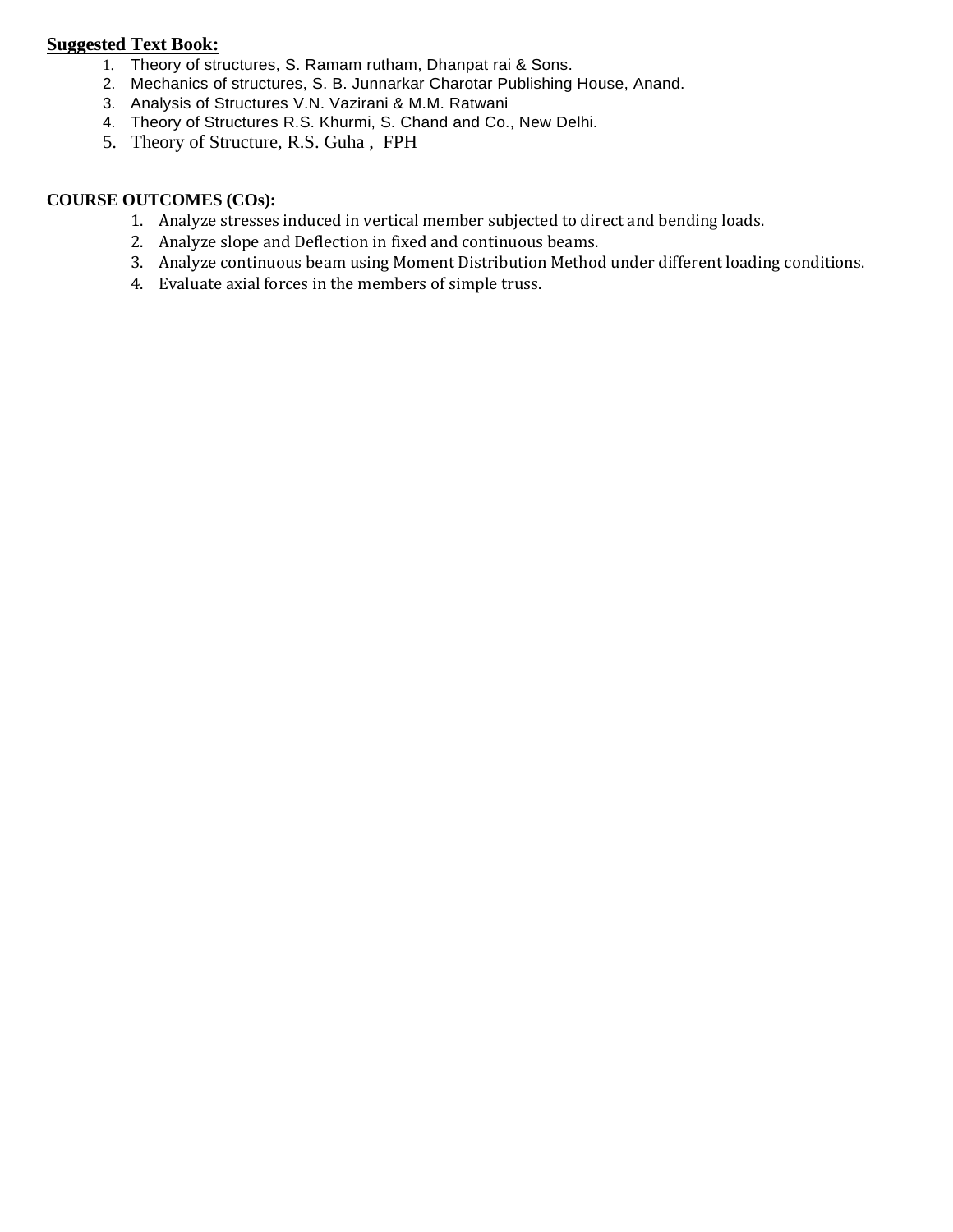**Suggested Text Book:**

1. Theory of structures, S. Ramam rutham, Dhanpat rai & Sons.
2. Mechanics of structures, S. B. Junnarkar Charotar Publishing House, Anand.
3. Analysis of Structures V.N. Vazirani & M.M. Ratwani
4. Theory of Structures R.S. Khurmi, S. Chand and Co., New Delhi.
5. Theory of Structure, R.S. Guha , FPH

**COURSE OUTCOMES (COs):**

1. Analyze stresses induced in vertical member subjected to direct and bending loads.
2. Analyze slope and Deflection in fixed and continuous beams.
3. Analyze continuous beam using Moment Distribution Method under different loading conditions.
4. Evaluate axial forces in the members of simple truss.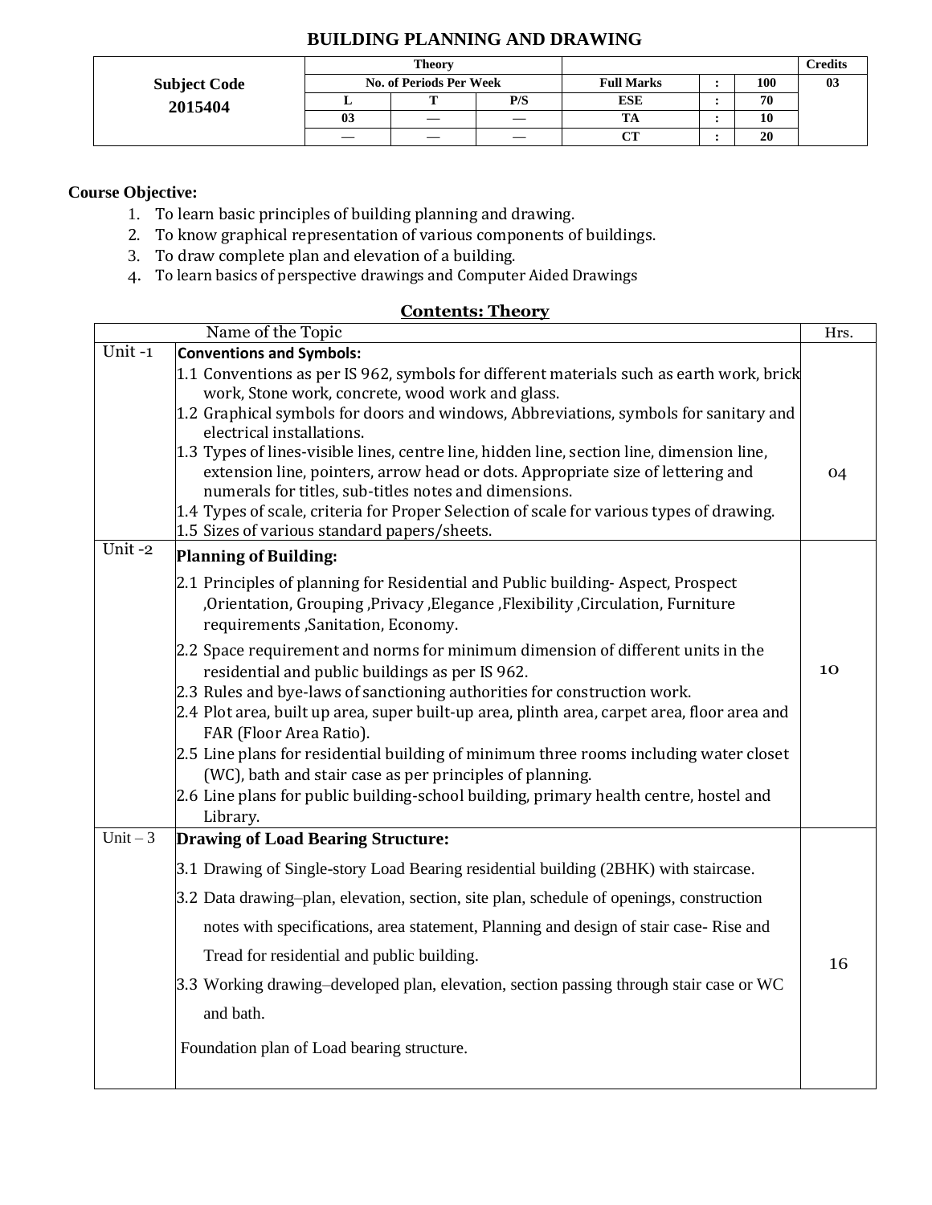# BUILDING PLANNING AND DRAWING

| Subject Code | Theory | | | | | | Credits |
|---|---|---|---|---|---|---|---|
| | No. of Periods Per Week | | | Full Marks | : | 100 | 03 |
| 2015404 | L | T | P/S | ESE | : | 70 | |
| | 03 | — | — | TA | : | 10 | |
| | — | — | — | CT | : | 20 | |

**Course Objective:**

1. To learn basic principles of building planning and drawing.
2. To know graphical representation of various components of buildings.
3. To draw complete plan and elevation of a building.
4. To learn basics of perspective drawings and Computer Aided Drawings

## Contents: Theory

| | Name of the Topic | Hrs. |
|---|---|---|
| Unit -1 | **Conventions and Symbols:**<br>1.1 Conventions as per IS 962, symbols for different materials such as earth work, brick work, Stone work, concrete, wood work and glass.<br>1.2 Graphical symbols for doors and windows, Abbreviations, symbols for sanitary and electrical installations.<br>1.3 Types of lines-visible lines, centre line, hidden line, section line, dimension line, extension line, pointers, arrow head or dots. Appropriate size of lettering and numerals for titles, sub-titles notes and dimensions.<br>1.4 Types of scale, criteria for Proper Selection of scale for various types of drawing.<br>1.5 Sizes of various standard papers/sheets. | 04 |
| Unit -2 | **Planning of Building:**<br>2.1 Principles of planning for Residential and Public building- Aspect, Prospect ,Orientation, Grouping ,Privacy ,Elegance ,Flexibility ,Circulation, Furniture requirements ,Sanitation, Economy.<br>2.2 Space requirement and norms for minimum dimension of different units in the residential and public buildings as per IS 962.<br>2.3 Rules and bye-laws of sanctioning authorities for construction work.<br>2.4 Plot area, built up area, super built-up area, plinth area, carpet area, floor area and FAR (Floor Area Ratio).<br>2.5 Line plans for residential building of minimum three rooms including water closet (WC), bath and stair case as per principles of planning.<br>2.6 Line plans for public building-school building, primary health centre, hostel and Library. | 10 |
| Unit – 3 | **Drawing of Load Bearing Structure:**<br>3.1 Drawing of Single-story Load Bearing residential building (2BHK) with staircase.<br>3.2 Data drawing–plan, elevation, section, site plan, schedule of openings, construction notes with specifications, area statement, Planning and design of stair case- Rise and Tread for residential and public building.<br>3.3 Working drawing–developed plan, elevation, section passing through stair case or WC and bath.<br>Foundation plan of Load bearing structure. | 16 |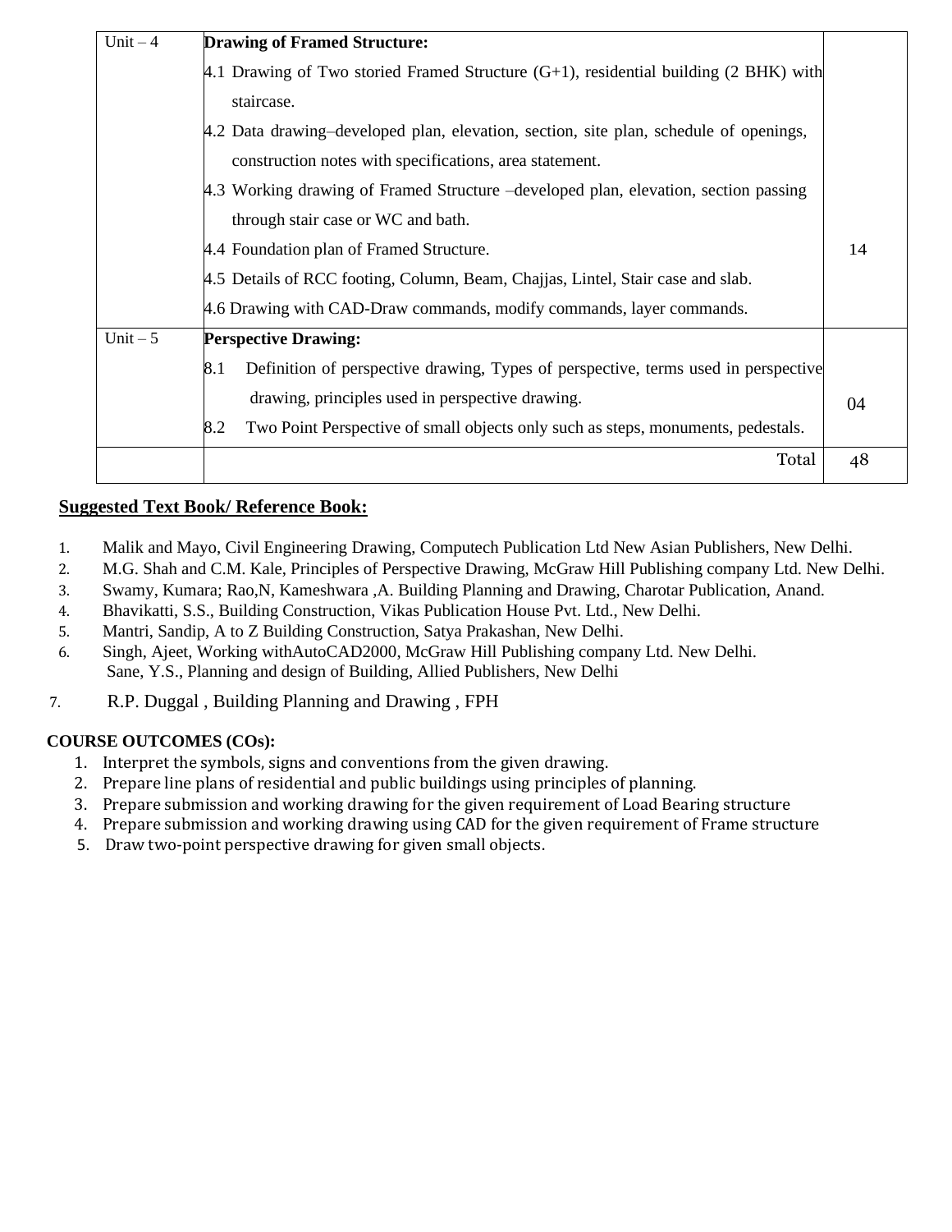| Unit – 4 | **Drawing of Framed Structure:**<br>4.1 Drawing of Two storied Framed Structure (G+1), residential building (2 BHK) with staircase.<br>4.2 Data drawing–developed plan, elevation, section, site plan, schedule of openings, construction notes with specifications, area statement.<br>4.3 Working drawing of Framed Structure –developed plan, elevation, section passing through stair case or WC and bath.<br>4.4 Foundation plan of Framed Structure.<br>4.5 Details of RCC footing, Column, Beam, Chajjas, Lintel, Stair case and slab.<br>4.6 Drawing with CAD-Draw commands, modify commands, layer commands. | 14 |
|---|---|---|
| Unit – 5 | **Perspective Drawing:**<br>8.1 Definition of perspective drawing, Types of perspective, terms used in perspective drawing, principles used in perspective drawing.<br>8.2 Two Point Perspective of small objects only such as steps, monuments, pedestals. | 04 |
| | Total | 48 |

## Suggested Text Book/ Reference Book:

1. Malik and Mayo, Civil Engineering Drawing, Computech Publication Ltd New Asian Publishers, New Delhi.
2. M.G. Shah and C.M. Kale, Principles of Perspective Drawing, McGraw Hill Publishing company Ltd. New Delhi.
3. Swamy, Kumara; Rao,N, Kameshwara ,A. Building Planning and Drawing, Charotar Publication, Anand.
4. Bhavikatti, S.S., Building Construction, Vikas Publication House Pvt. Ltd., New Delhi.
5. Mantri, Sandip, A to Z Building Construction, Satya Prakashan, New Delhi.
6. Singh, Ajeet, Working withAutoCAD2000, McGraw Hill Publishing company Ltd. New Delhi.
   Sane, Y.S., Planning and design of Building, Allied Publishers, New Delhi
7. R.P. Duggal , Building Planning and Drawing , FPH

**COURSE OUTCOMES (COs):**

1. Interpret the symbols, signs and conventions from the given drawing.
2. Prepare line plans of residential and public buildings using principles of planning.
3. Prepare submission and working drawing for the given requirement of Load Bearing structure
4. Prepare submission and working drawing using CAD for the given requirement of Frame structure
5. Draw two-point perspective drawing for given small objects.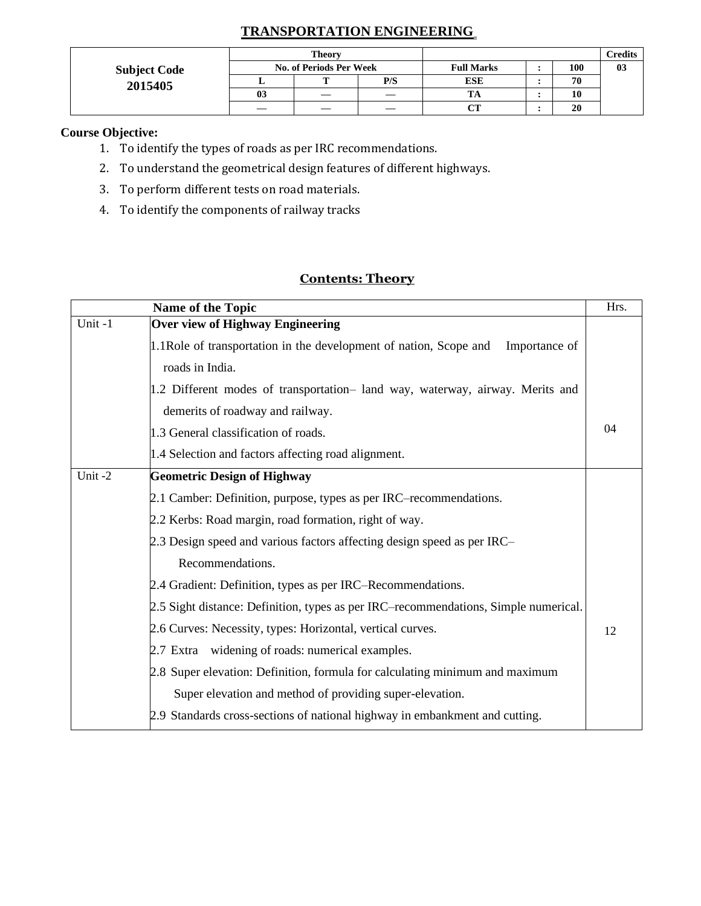# TRANSPORTATION ENGINEERING

| Subject Code 2015405 | Theory | | | | | | Credits |
|---|---|---|---|---|---|---|---|
| | No. of Periods Per Week | | | Full Marks | : | 100 | 03 |
| | L | T | P/S | ESE | : | 70 | |
| | 03 | — | — | TA | : | 10 | |
| | — | — | — | CT | : | 20 | |

**Course Objective:**

1. To identify the types of roads as per IRC recommendations.
2. To understand the geometrical design features of different highways.
3. To perform different tests on road materials.
4. To identify the components of railway tracks

## Contents: Theory

| | Name of the Topic | Hrs. |
|---|---|---|
| Unit -1 | **Over view of Highway Engineering**<br>1.1Role of transportation in the development of nation, Scope and Importance of roads in India.<br>1.2 Different modes of transportation– land way, waterway, airway. Merits and demerits of roadway and railway.<br>1.3 General classification of roads.<br>1.4 Selection and factors affecting road alignment. | 04 |
| Unit -2 | **Geometric Design of Highway**<br>2.1 Camber: Definition, purpose, types as per IRC–recommendations.<br>2.2 Kerbs: Road margin, road formation, right of way.<br>2.3 Design speed and various factors affecting design speed as per IRC–Recommendations.<br>2.4 Gradient: Definition, types as per IRC–Recommendations.<br>2.5 Sight distance: Definition, types as per IRC–recommendations, Simple numerical.<br>2.6 Curves: Necessity, types: Horizontal, vertical curves.<br>2.7 Extra widening of roads: numerical examples.<br>2.8 Super elevation: Definition, formula for calculating minimum and maximum Super elevation and method of providing super-elevation.<br>2.9 Standards cross-sections of national highway in embankment and cutting. | 12 |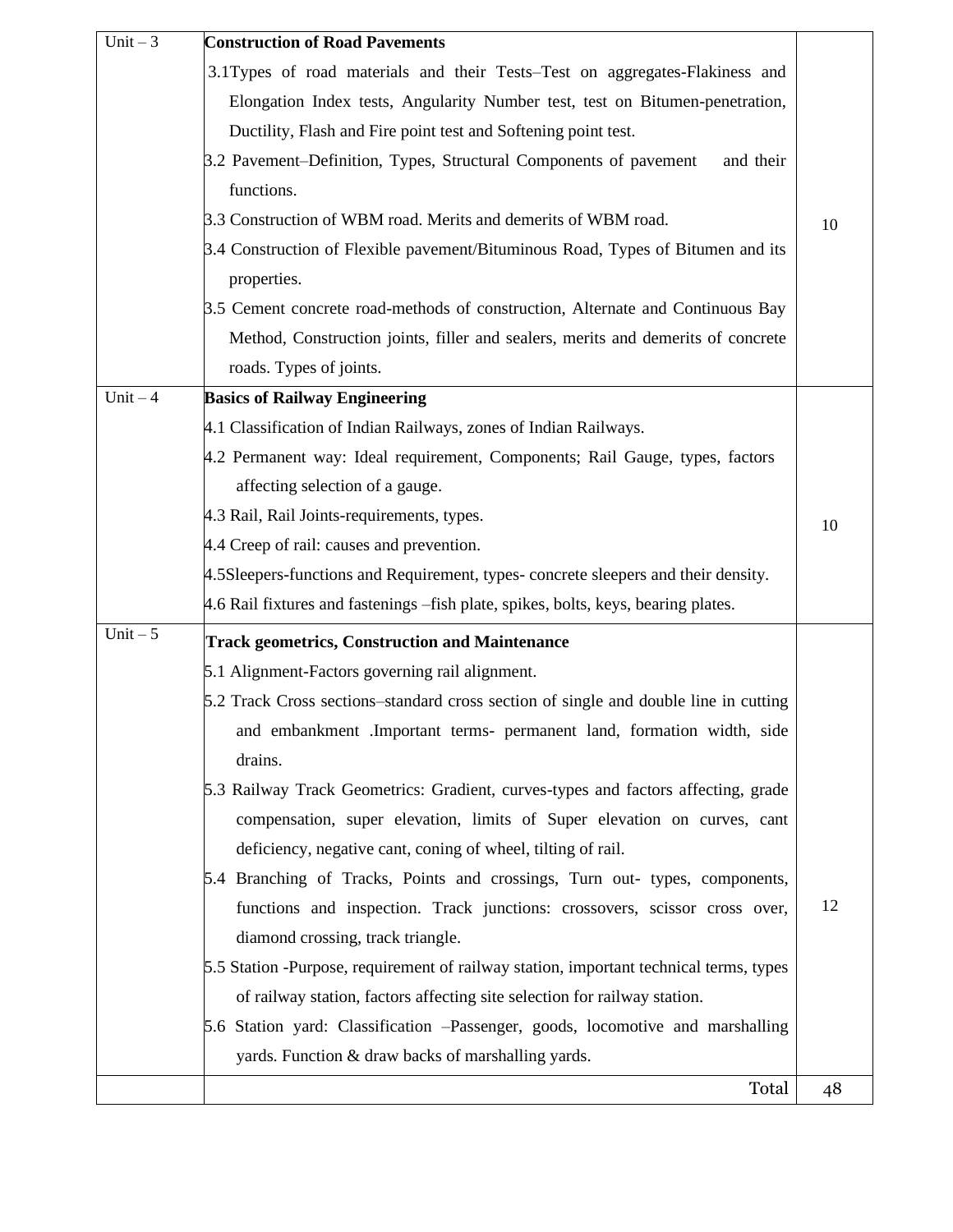| | | |
|---|---|---|
| Unit – 3 | **Construction of Road Pavements**<br>3.1Types of road materials and their Tests–Test on aggregates-Flakiness and Elongation Index tests, Angularity Number test, test on Bitumen-penetration, Ductility, Flash and Fire point test and Softening point test.<br>3.2 Pavement–Definition, Types, Structural Components of pavement and their functions.<br>3.3 Construction of WBM road. Merits and demerits of WBM road.<br>3.4 Construction of Flexible pavement/Bituminous Road, Types of Bitumen and its properties.<br>3.5 Cement concrete road-methods of construction, Alternate and Continuous Bay Method, Construction joints, filler and sealers, merits and demerits of concrete roads. Types of joints. | 10 |
| Unit – 4 | **Basics of Railway Engineering**<br>4.1 Classification of Indian Railways, zones of Indian Railways.<br>4.2 Permanent way: Ideal requirement, Components; Rail Gauge, types, factors affecting selection of a gauge.<br>4.3 Rail, Rail Joints-requirements, types.<br>4.4 Creep of rail: causes and prevention.<br>4.5Sleepers-functions and Requirement, types- concrete sleepers and their density.<br>4.6 Rail fixtures and fastenings –fish plate, spikes, bolts, keys, bearing plates. | 10 |
| Unit – 5 | **Track geometrics, Construction and Maintenance**<br>5.1 Alignment-Factors governing rail alignment.<br>5.2 Track Cross sections–standard cross section of single and double line in cutting and embankment .Important terms- permanent land, formation width, side drains.<br>5.3 Railway Track Geometrics: Gradient, curves-types and factors affecting, grade compensation, super elevation, limits of Super elevation on curves, cant deficiency, negative cant, coning of wheel, tilting of rail.<br>5.4 Branching of Tracks, Points and crossings, Turn out- types, components, functions and inspection. Track junctions: crossovers, scissor cross over, diamond crossing, track triangle.<br>5.5 Station -Purpose, requirement of railway station, important technical terms, types of railway station, factors affecting site selection for railway station.<br>5.6 Station yard: Classification –Passenger, goods, locomotive and marshalling yards. Function & draw backs of marshalling yards. | 12 |
| | Total | 48 |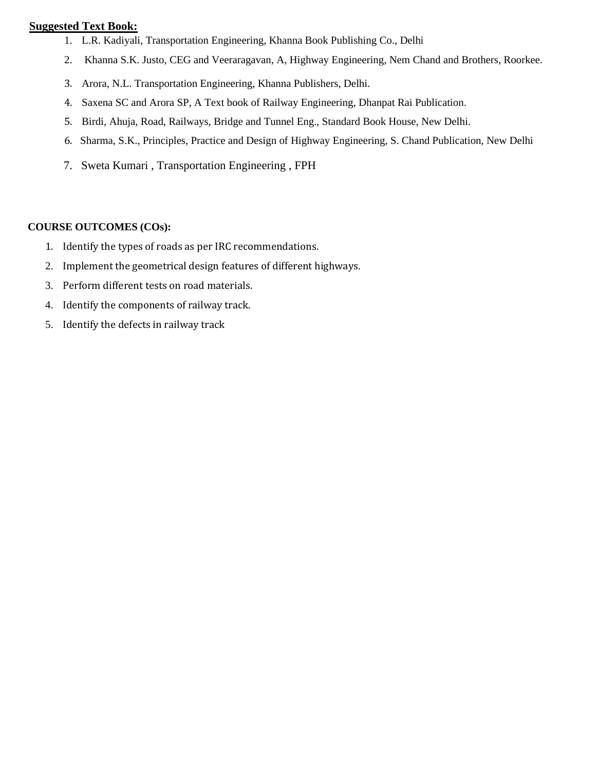**Suggested Text Book:**

1. L.R. Kadiyali, Transportation Engineering, Khanna Book Publishing Co., Delhi
2. Khanna S.K. Justo, CEG and Veeraragavan, A, Highway Engineering, Nem Chand and Brothers, Roorkee.
3. Arora, N.L. Transportation Engineering, Khanna Publishers, Delhi.
4. Saxena SC and Arora SP, A Text book of Railway Engineering, Dhanpat Rai Publication.
5. Birdi, Ahuja, Road, Railways, Bridge and Tunnel Eng., Standard Book House, New Delhi.
6. Sharma, S.K., Principles, Practice and Design of Highway Engineering, S. Chand Publication, New Delhi
7. Sweta Kumari , Transportation Engineering , FPH

**COURSE OUTCOMES (COs):**

1. Identify the types of roads as per IRC recommendations.
2. Implement the geometrical design features of different highways.
3. Perform different tests on road materials.
4. Identify the components of railway track.
5. Identify the defects in railway track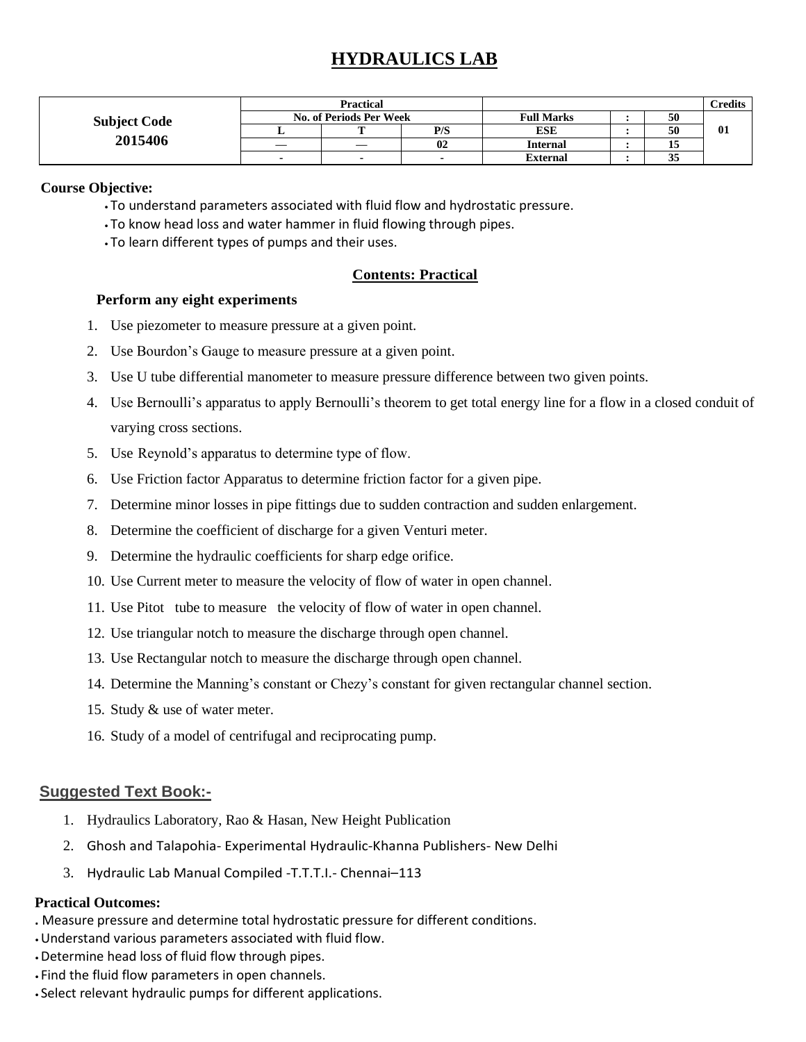# HYDRAULICS LAB

| Subject Code 2015406 | Practical | | | | | | Credits |
|---|---|---|---|---|---|---|---|
| | No. of Periods Per Week | | | Full Marks | : | 50 | 01 |
| | L | T | P/S | ESE | : | 50 | |
| | — | — | 02 | Internal | : | 15 | |
| | - | - | - | External | : | 35 | |

**Course Objective:**

- To understand parameters associated with fluid flow and hydrostatic pressure.
- To know head loss and water hammer in fluid flowing through pipes.
- To learn different types of pumps and their uses.

## Contents: Practical

**Perform any eight experiments**

1. Use piezometer to measure pressure at a given point.
2. Use Bourdon's Gauge to measure pressure at a given point.
3. Use U tube differential manometer to measure pressure difference between two given points.
4. Use Bernoulli's apparatus to apply Bernoulli's theorem to get total energy line for a flow in a closed conduit of varying cross sections.
5. Use Reynold's apparatus to determine type of flow.
6. Use Friction factor Apparatus to determine friction factor for a given pipe.
7. Determine minor losses in pipe fittings due to sudden contraction and sudden enlargement.
8. Determine the coefficient of discharge for a given Venturi meter.
9. Determine the hydraulic coefficients for sharp edge orifice.
10. Use Current meter to measure the velocity of flow of water in open channel.
11. Use Pitot tube to measure the velocity of flow of water in open channel.
12. Use triangular notch to measure the discharge through open channel.
13. Use Rectangular notch to measure the discharge through open channel.
14. Determine the Manning's constant or Chezy's constant for given rectangular channel section.
15. Study & use of water meter.
16. Study of a model of centrifugal and reciprocating pump.

## Suggested Text Book:-

1. Hydraulics Laboratory, Rao & Hasan, New Height Publication
2. Ghosh and Talapohia- Experimental Hydraulic-Khanna Publishers- New Delhi
3. Hydraulic Lab Manual Compiled -T.T.T.I.- Chennai–113

**Practical Outcomes:**

- Measure pressure and determine total hydrostatic pressure for different conditions.
- Understand various parameters associated with fluid flow.
- Determine head loss of fluid flow through pipes.
- Find the fluid flow parameters in open channels.
- Select relevant hydraulic pumps for different applications.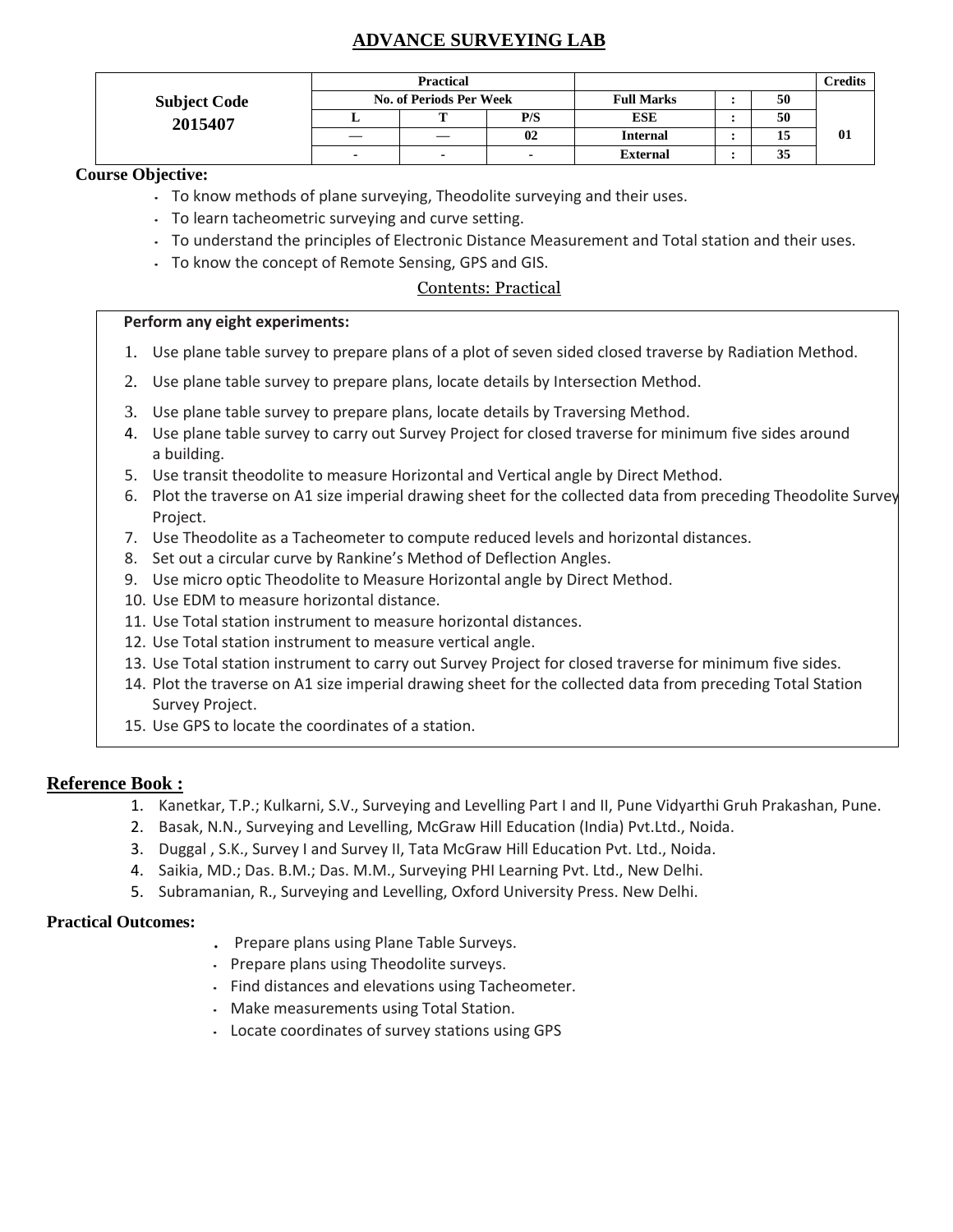# ADVANCE SURVEYING LAB

| Subject Code 2015407 | Practical | | | | | | Credits |
|---|---|---|---|---|---|---|---|
| | No. of Periods Per Week | | | Full Marks | : | 50 | 01 |
| | L | T | P/S | ESE | : | 50 | |
| | — | — | 02 | Internal | : | 15 | |
| | - | - | - | External | : | 35 | |

**Course Objective:**

- To know methods of plane surveying, Theodolite surveying and their uses.
- To learn tacheometric surveying and curve setting.
- To understand the principles of Electronic Distance Measurement and Total station and their uses.
- To know the concept of Remote Sensing, GPS and GIS.

## Contents: Practical

**Perform any eight experiments:**

1. Use plane table survey to prepare plans of a plot of seven sided closed traverse by Radiation Method.
2. Use plane table survey to prepare plans, locate details by Intersection Method.
3. Use plane table survey to prepare plans, locate details by Traversing Method.
4. Use plane table survey to carry out Survey Project for closed traverse for minimum five sides around a building.
5. Use transit theodolite to measure Horizontal and Vertical angle by Direct Method.
6. Plot the traverse on A1 size imperial drawing sheet for the collected data from preceding Theodolite Survey Project.
7. Use Theodolite as a Tacheometer to compute reduced levels and horizontal distances.
8. Set out a circular curve by Rankine's Method of Deflection Angles.
9. Use micro optic Theodolite to Measure Horizontal angle by Direct Method.
10. Use EDM to measure horizontal distance.
11. Use Total station instrument to measure horizontal distances.
12. Use Total station instrument to measure vertical angle.
13. Use Total station instrument to carry out Survey Project for closed traverse for minimum five sides.
14. Plot the traverse on A1 size imperial drawing sheet for the collected data from preceding Total Station Survey Project.
15. Use GPS to locate the coordinates of a station.

## Reference Book :

1. Kanetkar, T.P.; Kulkarni, S.V., Surveying and Levelling Part I and II, Pune Vidyarthi Gruh Prakashan, Pune.
2. Basak, N.N., Surveying and Levelling, McGraw Hill Education (India) Pvt.Ltd., Noida.
3. Duggal , S.K., Survey I and Survey II, Tata McGraw Hill Education Pvt. Ltd., Noida.
4. Saikia, MD.; Das. B.M.; Das. M.M., Surveying PHI Learning Pvt. Ltd., New Delhi.
5. Subramanian, R., Surveying and Levelling, Oxford University Press. New Delhi.

**Practical Outcomes:**

- Prepare plans using Plane Table Surveys.
- Prepare plans using Theodolite surveys.
- Find distances and elevations using Tacheometer.
- Make measurements using Total Station.
- Locate coordinates of survey stations using GPS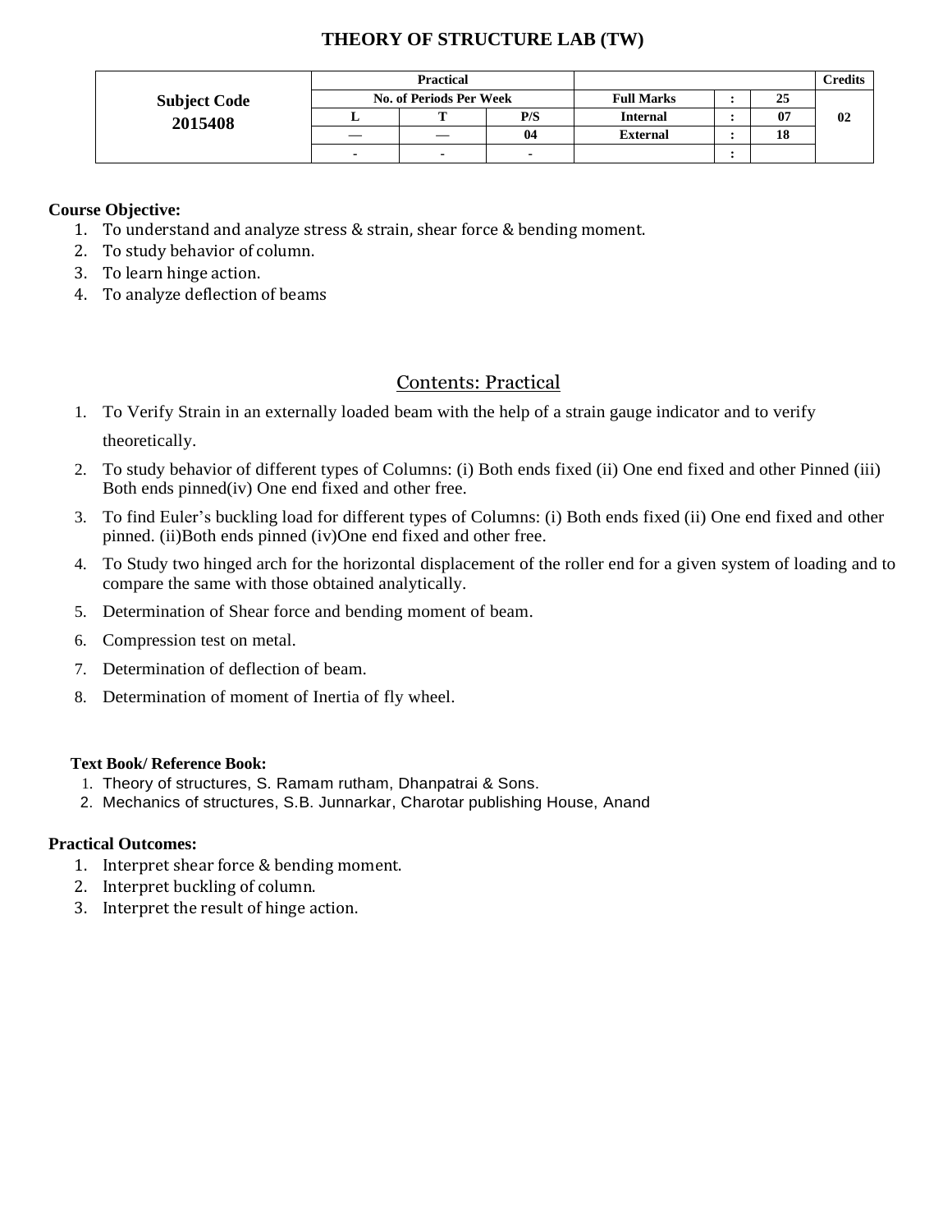# THEORY OF STRUCTURE LAB (TW)

| Subject Code 2015408 | Practical | | | | | | Credits |
|---|---|---|---|---|---|---|---|
| | No. of Periods Per Week | | | Full Marks | : | 25 | 02 |
| | L | T | P/S | Internal | : | 07 | |
| | — | — | 04 | External | : | 18 | |
| | - | - | - | | : | | |

**Course Objective:**

1. To understand and analyze stress & strain, shear force & bending moment.
2. To study behavior of column.
3. To learn hinge action.
4. To analyze deflection of beams

## Contents: Practical

1. To Verify Strain in an externally loaded beam with the help of a strain gauge indicator and to verify theoretically.
2. To study behavior of different types of Columns: (i) Both ends fixed (ii) One end fixed and other Pinned (iii) Both ends pinned(iv) One end fixed and other free.
3. To find Euler's buckling load for different types of Columns: (i) Both ends fixed (ii) One end fixed and other pinned. (ii)Both ends pinned (iv)One end fixed and other free.
4. To Study two hinged arch for the horizontal displacement of the roller end for a given system of loading and to compare the same with those obtained analytically.
5. Determination of Shear force and bending moment of beam.
6. Compression test on metal.
7. Determination of deflection of beam.
8. Determination of moment of Inertia of fly wheel.

**Text Book/ Reference Book:**

1. Theory of structures, S. Ramam rutham, Dhanpatrai & Sons.
2. Mechanics of structures, S.B. Junnarkar, Charotar publishing House, Anand

**Practical Outcomes:**

1. Interpret shear force & bending moment.
2. Interpret buckling of column.
3. Interpret the result of hinge action.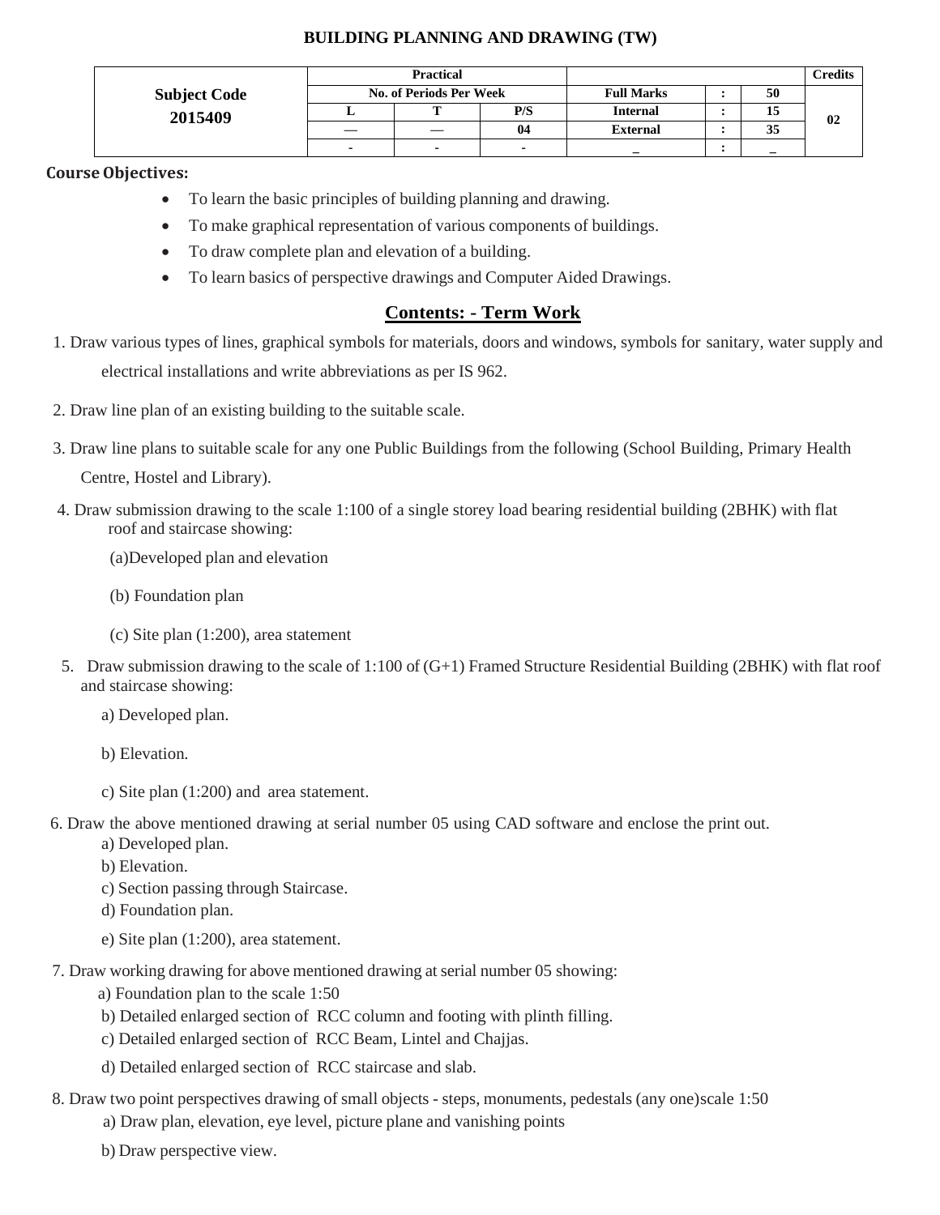# BUILDING PLANNING AND DRAWING (TW)

| Subject Code 2015409 | Practical | | | | | | Credits |
|---|---|---|---|---|---|---|---|
| | No. of Periods Per Week | | | Full Marks | : | 50 | 02 |
| | L | T | P/S | Internal | : | 15 | |
| | — | — | 04 | External | : | 35 | |
| | - | - | - | _ | : | _ | |

**Course Objectives:**

- To learn the basic principles of building planning and drawing.
- To make graphical representation of various components of buildings.
- To draw complete plan and elevation of a building.
- To learn basics of perspective drawings and Computer Aided Drawings.

## Contents: - Term Work

1. Draw various types of lines, graphical symbols for materials, doors and windows, symbols for sanitary, water supply and electrical installations and write abbreviations as per IS 962.

2. Draw line plan of an existing building to the suitable scale.

3. Draw line plans to suitable scale for any one Public Buildings from the following (School Building, Primary Health Centre, Hostel and Library).

4. Draw submission drawing to the scale 1:100 of a single storey load bearing residential building (2BHK) with flat roof and staircase showing:

   (a)Developed plan and elevation

   (b) Foundation plan

   (c) Site plan (1:200), area statement

5. Draw submission drawing to the scale of 1:100 of (G+1) Framed Structure Residential Building (2BHK) with flat roof and staircase showing:

   a) Developed plan.

   b) Elevation.

   c) Site plan (1:200) and area statement.

6. Draw the above mentioned drawing at serial number 05 using CAD software and enclose the print out.
   a) Developed plan.
   b) Elevation.
   c) Section passing through Staircase.
   d) Foundation plan.
   e) Site plan (1:200), area statement.

7. Draw working drawing for above mentioned drawing at serial number 05 showing:
   a) Foundation plan to the scale 1:50
   b) Detailed enlarged section of RCC column and footing with plinth filling.
   c) Detailed enlarged section of RCC Beam, Lintel and Chajjas.
   d) Detailed enlarged section of RCC staircase and slab.

8. Draw two point perspectives drawing of small objects - steps, monuments, pedestals (any one)scale 1:50
   a) Draw plan, elevation, eye level, picture plane and vanishing points
   b) Draw perspective view.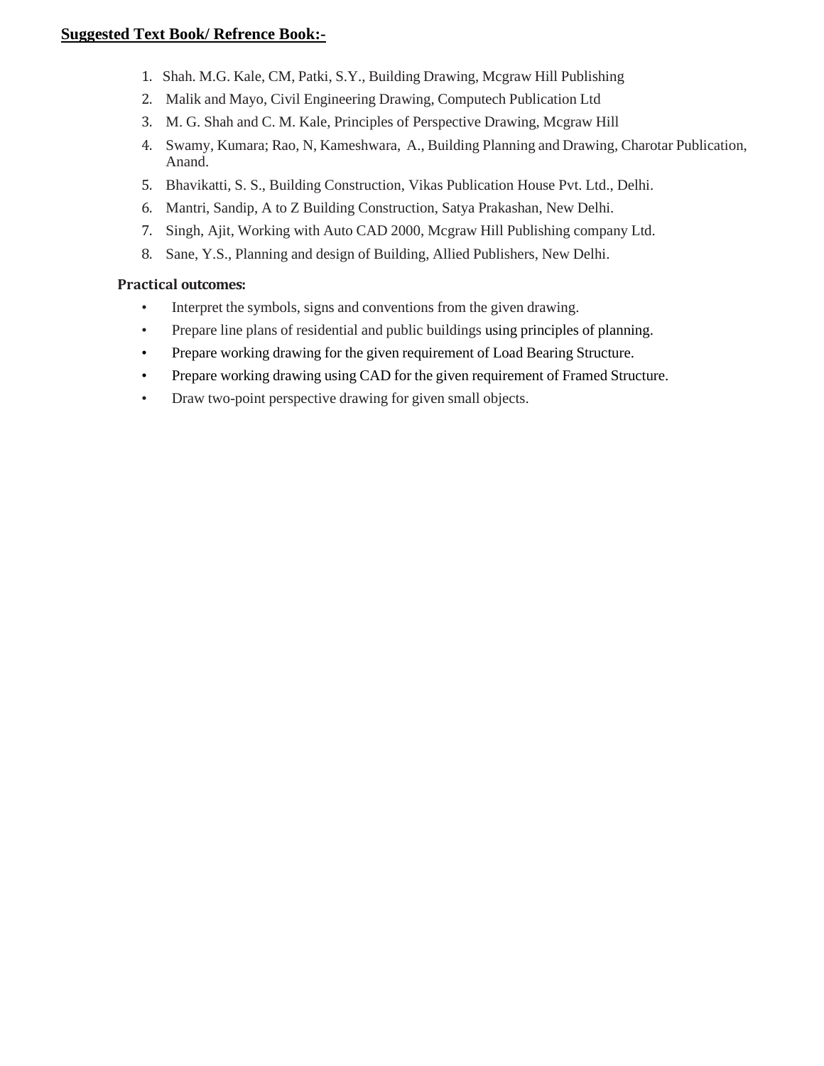**Suggested Text Book/ Refrence Book:-**

1. Shah. M.G. Kale, CM, Patki, S.Y., Building Drawing, Mcgraw Hill Publishing
2. Malik and Mayo, Civil Engineering Drawing, Computech Publication Ltd
3. M. G. Shah and C. M. Kale, Principles of Perspective Drawing, Mcgraw Hill
4. Swamy, Kumara; Rao, N, Kameshwara, A., Building Planning and Drawing, Charotar Publication, Anand.
5. Bhavikatti, S. S., Building Construction, Vikas Publication House Pvt. Ltd., Delhi.
6. Mantri, Sandip, A to Z Building Construction, Satya Prakashan, New Delhi.
7. Singh, Ajit, Working with Auto CAD 2000, Mcgraw Hill Publishing company Ltd.
8. Sane, Y.S., Planning and design of Building, Allied Publishers, New Delhi.

**Practical outcomes:**

- Interpret the symbols, signs and conventions from the given drawing.
- Prepare line plans of residential and public buildings using principles of planning.
- Prepare working drawing for the given requirement of Load Bearing Structure.
- Prepare working drawing using CAD for the given requirement of Framed Structure.
- Draw two-point perspective drawing for given small objects.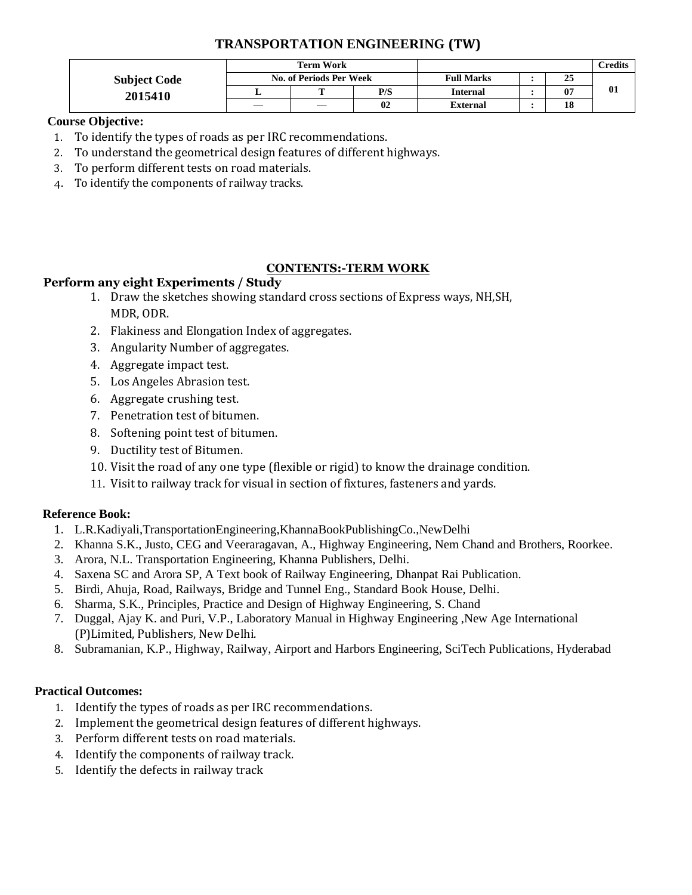# TRANSPORTATION ENGINEERING (TW)

| Subject Code | Term Work | | | | | | Credits |
|---|---|---|---|---|---|---|---|
| | No. of Periods Per Week | | | Full Marks | : | 25 | |
| **2015410** | L | T | P/S | Internal | : | 07 | 01 |
| | — | — | 02 | External | : | 18 | |

**Course Objective:**

1. To identify the types of roads as per IRC recommendations.
2. To understand the geometrical design features of different highways.
3. To perform different tests on road materials.
4. To identify the components of railway tracks.

## CONTENTS:-TERM WORK

**Perform any eight Experiments / Study**

1. Draw the sketches showing standard cross sections of Express ways, NH,SH, MDR, ODR.
2. Flakiness and Elongation Index of aggregates.
3. Angularity Number of aggregates.
4. Aggregate impact test.
5. Los Angeles Abrasion test.
6. Aggregate crushing test.
7. Penetration test of bitumen.
8. Softening point test of bitumen.
9. Ductility test of Bitumen.
10. Visit the road of any one type (flexible or rigid) to know the drainage condition.
11. Visit to railway track for visual in section of fixtures, fasteners and yards.

**Reference Book:**

1. L.R.Kadiyali,TransportationEngineering,KhannaBookPublishingCo.,NewDelhi
2. Khanna S.K., Justo, CEG and Veeraragavan, A., Highway Engineering, Nem Chand and Brothers, Roorkee.
3. Arora, N.L. Transportation Engineering, Khanna Publishers, Delhi.
4. Saxena SC and Arora SP, A Text book of Railway Engineering, Dhanpat Rai Publication.
5. Birdi, Ahuja, Road, Railways, Bridge and Tunnel Eng., Standard Book House, Delhi.
6. Sharma, S.K., Principles, Practice and Design of Highway Engineering, S. Chand
7. Duggal, Ajay K. and Puri, V.P., Laboratory Manual in Highway Engineering ,New Age International (P)Limited, Publishers, New Delhi.
8. Subramanian, K.P., Highway, Railway, Airport and Harbors Engineering, SciTech Publications, Hyderabad

**Practical Outcomes:**

1. Identify the types of roads as per IRC recommendations.
2. Implement the geometrical design features of different highways.
3. Perform different tests on road materials.
4. Identify the components of railway track.
5. Identify the defects in railway track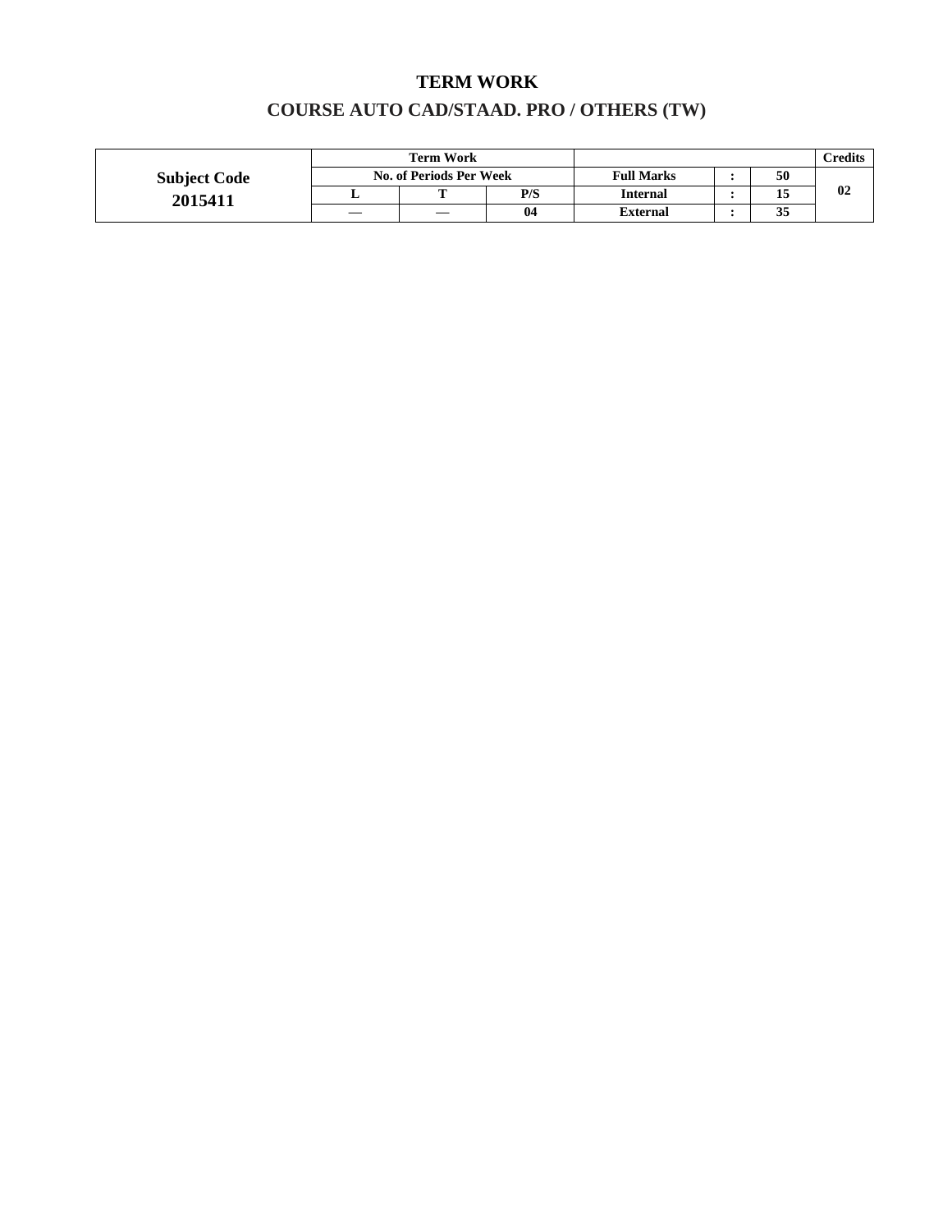# TERM WORK

## COURSE AUTO CAD/STAAD. PRO / OTHERS (TW)

| Subject Code 2015411 | Term Work | | | | | | Credits |
|---|---|---|---|---|---|---|---|
| | No. of Periods Per Week | | | Full Marks | : | 50 | 02 |
| | L | T | P/S | Internal | : | 15 | |
| | — | — | 04 | External | : | 35 | |